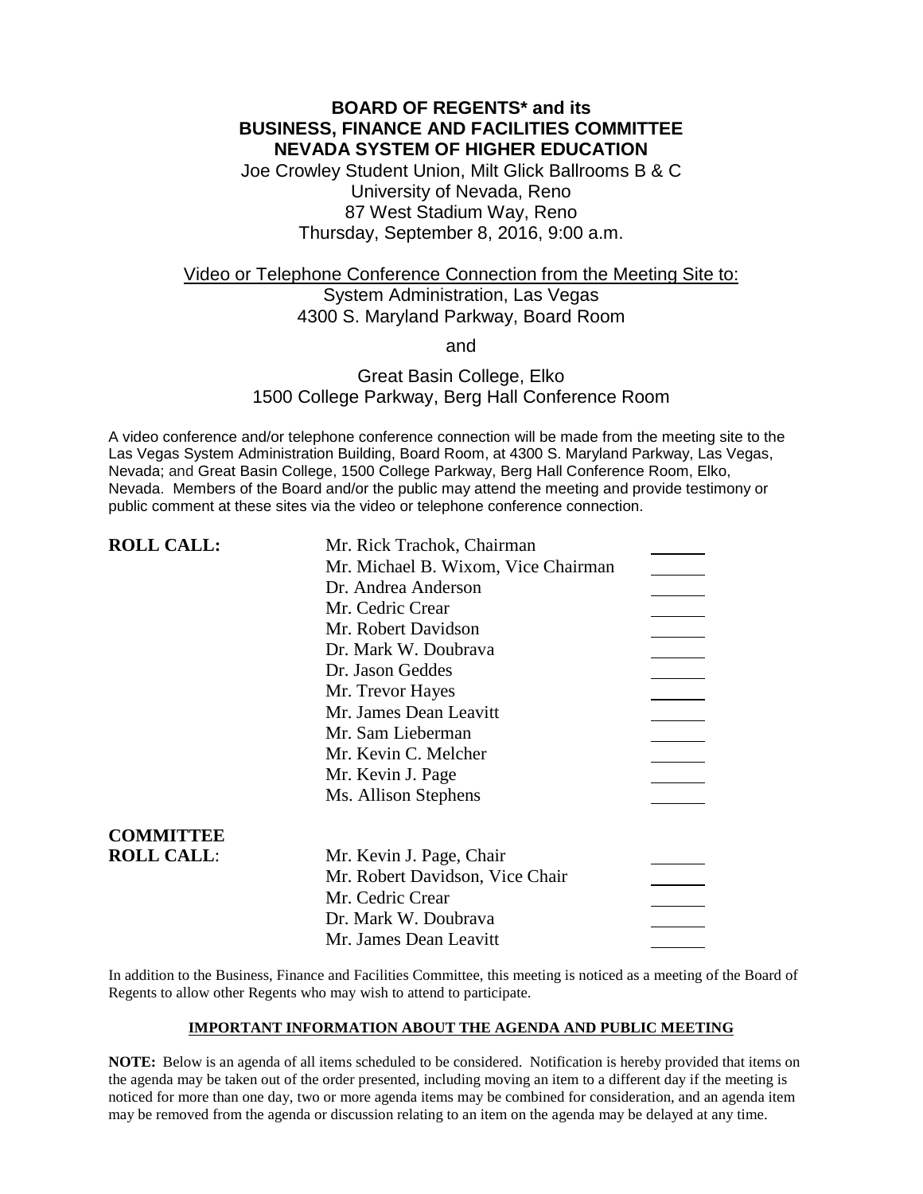# BOARD OF REGENTS* and its BUSINESS, FINANCE AND FACILITIES COMMITTEE NEVADA SYSTEM OF HIGHER EDUCATION

Joe Crowley Student Union, Milt Glick Ballrooms B & C
University of Nevada, Reno
87 West Stadium Way, Reno
Thursday, September 8, 2016, 9:00 a.m.

Video or Telephone Conference Connection from the Meeting Site to:
System Administration, Las Vegas
4300 S. Maryland Parkway, Board Room

and

Great Basin College, Elko
1500 College Parkway, Berg Hall Conference Room

A video conference and/or telephone conference connection will be made from the meeting site to the Las Vegas System Administration Building, Board Room, at 4300 S. Maryland Parkway, Las Vegas, Nevada; and Great Basin College, 1500 College Parkway, Berg Hall Conference Room, Elko, Nevada. Members of the Board and/or the public may attend the meeting and provide testimony or public comment at these sites via the video or telephone conference connection.

**ROLL CALL:**

Mr. Rick Trachok, Chairman \_\_\_\_\_\_
Mr. Michael B. Wixom, Vice Chairman \_\_\_\_\_\_
Dr. Andrea Anderson \_\_\_\_\_\_
Mr. Cedric Crear \_\_\_\_\_\_
Mr. Robert Davidson \_\_\_\_\_\_
Dr. Mark W. Doubrava \_\_\_\_\_\_
Dr. Jason Geddes \_\_\_\_\_\_
Mr. Trevor Hayes \_\_\_\_\_\_
Mr. James Dean Leavitt \_\_\_\_\_\_
Mr. Sam Lieberman \_\_\_\_\_\_
Mr. Kevin C. Melcher \_\_\_\_\_\_
Mr. Kevin J. Page \_\_\_\_\_\_
Ms. Allison Stephens \_\_\_\_\_\_

**COMMITTEE ROLL CALL:**

Mr. Kevin J. Page, Chair \_\_\_\_\_\_
Mr. Robert Davidson, Vice Chair \_\_\_\_\_\_
Mr. Cedric Crear \_\_\_\_\_\_
Dr. Mark W. Doubrava \_\_\_\_\_\_
Mr. James Dean Leavitt \_\_\_\_\_\_

In addition to the Business, Finance and Facilities Committee, this meeting is noticed as a meeting of the Board of Regents to allow other Regents who may wish to attend to participate.

**IMPORTANT INFORMATION ABOUT THE AGENDA AND PUBLIC MEETING**

**NOTE:** Below is an agenda of all items scheduled to be considered. Notification is hereby provided that items on the agenda may be taken out of the order presented, including moving an item to a different day if the meeting is noticed for more than one day, two or more agenda items may be combined for consideration, and an agenda item may be removed from the agenda or discussion relating to an item on the agenda may be delayed at any time.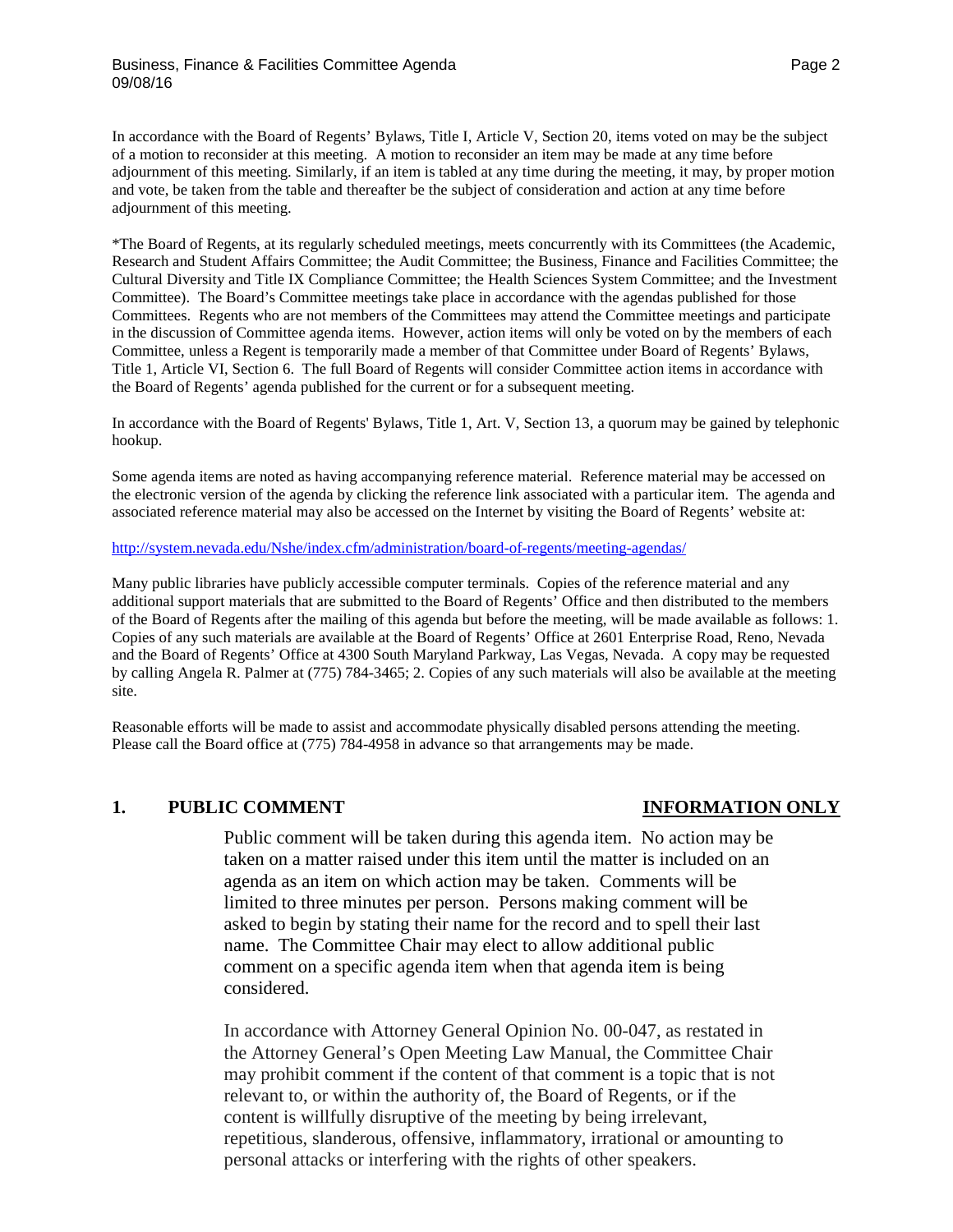In accordance with the Board of Regents' Bylaws, Title I, Article V, Section 20, items voted on may be the subject of a motion to reconsider at this meeting. A motion to reconsider an item may be made at any time before adjournment of this meeting. Similarly, if an item is tabled at any time during the meeting, it may, by proper motion and vote, be taken from the table and thereafter be the subject of consideration and action at any time before adjournment of this meeting.

*The Board of Regents, at its regularly scheduled meetings, meets concurrently with its Committees (the Academic, Research and Student Affairs Committee; the Audit Committee; the Business, Finance and Facilities Committee; the Cultural Diversity and Title IX Compliance Committee; the Health Sciences System Committee; and the Investment Committee). The Board's Committee meetings take place in accordance with the agendas published for those Committees. Regents who are not members of the Committees may attend the Committee meetings and participate in the discussion of Committee agenda items. However, action items will only be voted on by the members of each Committee, unless a Regent is temporarily made a member of that Committee under Board of Regents' Bylaws, Title 1, Article VI, Section 6. The full Board of Regents will consider Committee action items in accordance with the Board of Regents' agenda published for the current or for a subsequent meeting.

In accordance with the Board of Regents' Bylaws, Title 1, Art. V, Section 13, a quorum may be gained by telephonic hookup.

Some agenda items are noted as having accompanying reference material. Reference material may be accessed on the electronic version of the agenda by clicking the reference link associated with a particular item. The agenda and associated reference material may also be accessed on the Internet by visiting the Board of Regents' website at:

http://system.nevada.edu/Nshe/index.cfm/administration/board-of-regents/meeting-agendas/

Many public libraries have publicly accessible computer terminals. Copies of the reference material and any additional support materials that are submitted to the Board of Regents' Office and then distributed to the members of the Board of Regents after the mailing of this agenda but before the meeting, will be made available as follows: 1. Copies of any such materials are available at the Board of Regents' Office at 2601 Enterprise Road, Reno, Nevada and the Board of Regents' Office at 4300 South Maryland Parkway, Las Vegas, Nevada. A copy may be requested by calling Angela R. Palmer at (775) 784-3465; 2. Copies of any such materials will also be available at the meeting site.

Reasonable efforts will be made to assist and accommodate physically disabled persons attending the meeting. Please call the Board office at (775) 784-4958 in advance so that arrangements may be made.

## 1. PUBLIC COMMENT — INFORMATION ONLY

Public comment will be taken during this agenda item. No action may be taken on a matter raised under this item until the matter is included on an agenda as an item on which action may be taken. Comments will be limited to three minutes per person. Persons making comment will be asked to begin by stating their name for the record and to spell their last name. The Committee Chair may elect to allow additional public comment on a specific agenda item when that agenda item is being considered.

In accordance with Attorney General Opinion No. 00-047, as restated in the Attorney General's Open Meeting Law Manual, the Committee Chair may prohibit comment if the content of that comment is a topic that is not relevant to, or within the authority of, the Board of Regents, or if the content is willfully disruptive of the meeting by being irrelevant, repetitious, slanderous, offensive, inflammatory, irrational or amounting to personal attacks or interfering with the rights of other speakers.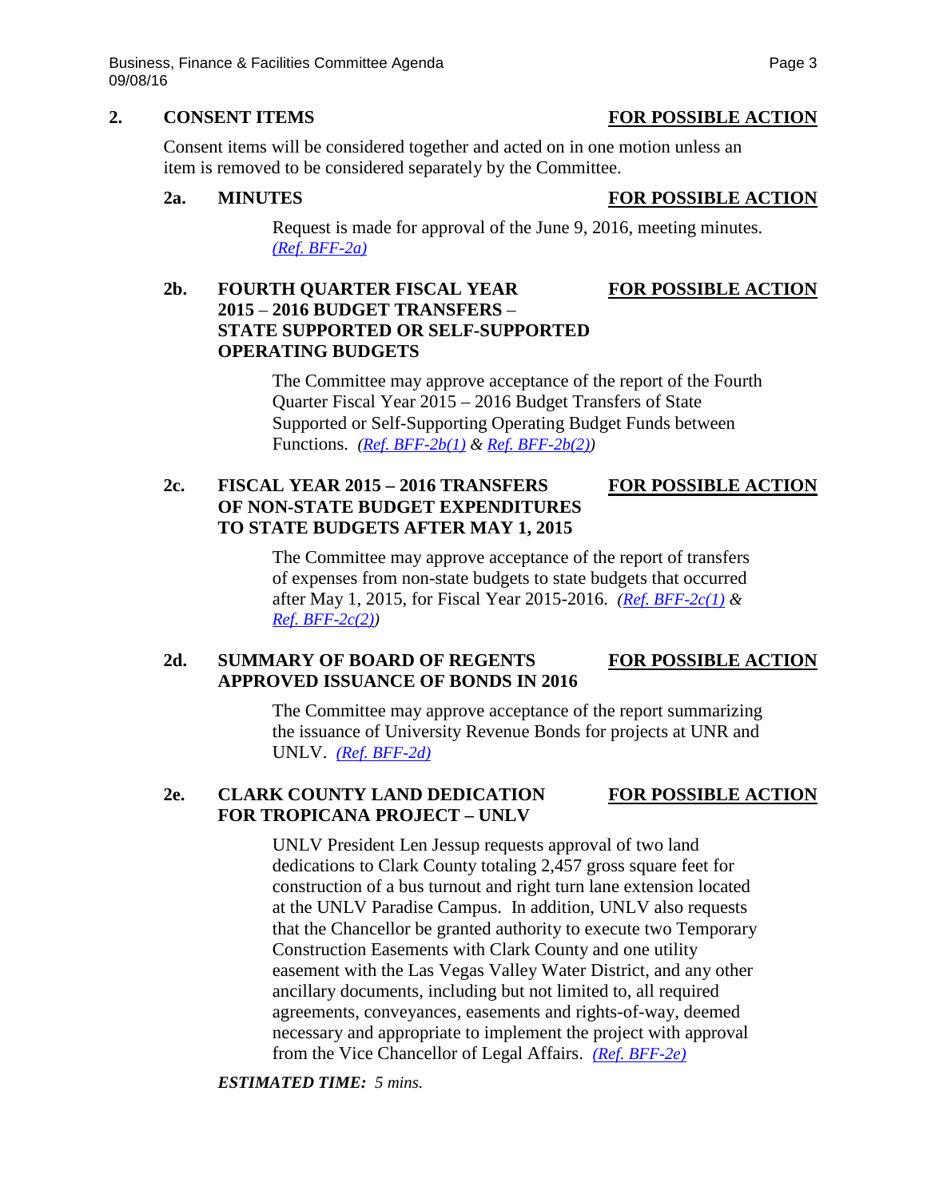## 2. CONSENT ITEMS — FOR POSSIBLE ACTION

Consent items will be considered together and acted on in one motion unless an item is removed to be considered separately by the Committee.

### 2a. MINUTES — FOR POSSIBLE ACTION

Request is made for approval of the June 9, 2016, meeting minutes. *(Ref. BFF-2a)*

### 2b. FOURTH QUARTER FISCAL YEAR 2015 – 2016 BUDGET TRANSFERS – STATE SUPPORTED OR SELF-SUPPORTED OPERATING BUDGETS — FOR POSSIBLE ACTION

The Committee may approve acceptance of the report of the Fourth Quarter Fiscal Year 2015 – 2016 Budget Transfers of State Supported or Self-Supporting Operating Budget Funds between Functions. *(Ref. BFF-2b(1) & Ref. BFF-2b(2))*

### 2c. FISCAL YEAR 2015 – 2016 TRANSFERS OF NON-STATE BUDGET EXPENDITURES TO STATE BUDGETS AFTER MAY 1, 2015 — FOR POSSIBLE ACTION

The Committee may approve acceptance of the report of transfers of expenses from non-state budgets to state budgets that occurred after May 1, 2015, for Fiscal Year 2015-2016. *(Ref. BFF-2c(1) & Ref. BFF-2c(2))*

### 2d. SUMMARY OF BOARD OF REGENTS APPROVED ISSUANCE OF BONDS IN 2016 — FOR POSSIBLE ACTION

The Committee may approve acceptance of the report summarizing the issuance of University Revenue Bonds for projects at UNR and UNLV. *(Ref. BFF-2d)*

### 2e. CLARK COUNTY LAND DEDICATION FOR TROPICANA PROJECT – UNLV — FOR POSSIBLE ACTION

UNLV President Len Jessup requests approval of two land dedications to Clark County totaling 2,457 gross square feet for construction of a bus turnout and right turn lane extension located at the UNLV Paradise Campus. In addition, UNLV also requests that the Chancellor be granted authority to execute two Temporary Construction Easements with Clark County and one utility easement with the Las Vegas Valley Water District, and any other ancillary documents, including but not limited to, all required agreements, conveyances, easements and rights-of-way, deemed necessary and appropriate to implement the project with approval from the Vice Chancellor of Legal Affairs. *(Ref. BFF-2e)*

***ESTIMATED TIME:*** *5 mins.*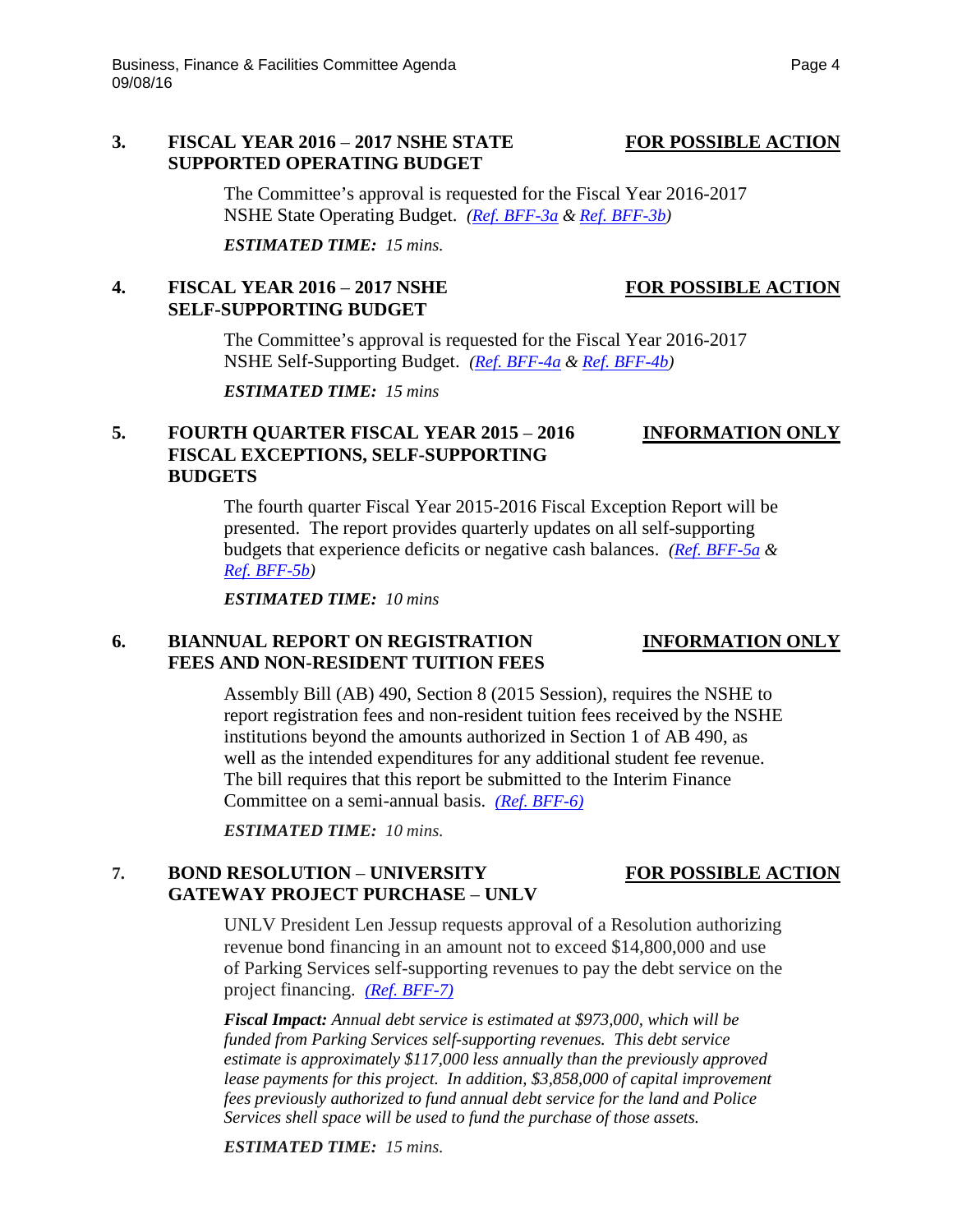### 3. FISCAL YEAR 2016 – 2017 NSHE STATE SUPPORTED OPERATING BUDGET — FOR POSSIBLE ACTION

The Committee's approval is requested for the Fiscal Year 2016-2017 NSHE State Operating Budget. *(Ref. BFF-3a & Ref. BFF-3b)*

***ESTIMATED TIME:*** *15 mins.*

### 4. FISCAL YEAR 2016 – 2017 NSHE SELF-SUPPORTING BUDGET — FOR POSSIBLE ACTION

The Committee's approval is requested for the Fiscal Year 2016-2017 NSHE Self-Supporting Budget. *(Ref. BFF-4a & Ref. BFF-4b)*

***ESTIMATED TIME:*** *15 mins*

### 5. FOURTH QUARTER FISCAL YEAR 2015 – 2016 FISCAL EXCEPTIONS, SELF-SUPPORTING BUDGETS — INFORMATION ONLY

The fourth quarter Fiscal Year 2015-2016 Fiscal Exception Report will be presented. The report provides quarterly updates on all self-supporting budgets that experience deficits or negative cash balances. *(Ref. BFF-5a & Ref. BFF-5b)*

***ESTIMATED TIME:*** *10 mins*

### 6. BIANNUAL REPORT ON REGISTRATION FEES AND NON-RESIDENT TUITION FEES — INFORMATION ONLY

Assembly Bill (AB) 490, Section 8 (2015 Session), requires the NSHE to report registration fees and non-resident tuition fees received by the NSHE institutions beyond the amounts authorized in Section 1 of AB 490, as well as the intended expenditures for any additional student fee revenue. The bill requires that this report be submitted to the Interim Finance Committee on a semi-annual basis. *(Ref. BFF-6)*

***ESTIMATED TIME:*** *10 mins.*

### 7. BOND RESOLUTION – UNIVERSITY GATEWAY PROJECT PURCHASE – UNLV — FOR POSSIBLE ACTION

UNLV President Len Jessup requests approval of a Resolution authorizing revenue bond financing in an amount not to exceed $14,800,000 and use of Parking Services self-supporting revenues to pay the debt service on the project financing. *(Ref. BFF-7)*

***Fiscal Impact:*** *Annual debt service is estimated at $973,000, which will be funded from Parking Services self-supporting revenues. This debt service estimate is approximately $117,000 less annually than the previously approved lease payments for this project. In addition, $3,858,000 of capital improvement fees previously authorized to fund annual debt service for the land and Police Services shell space will be used to fund the purchase of those assets.*

***ESTIMATED TIME:*** *15 mins.*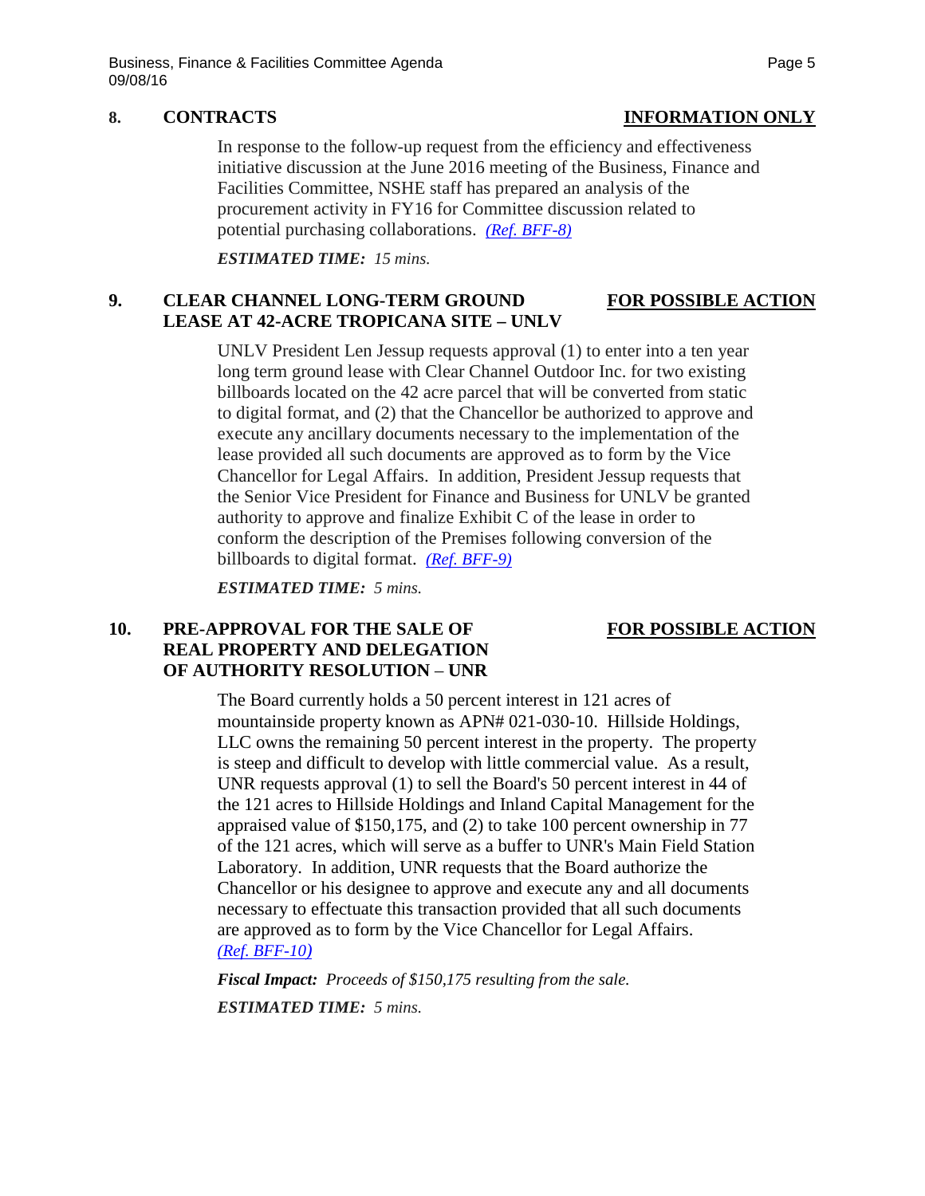## 8. CONTRACTS — INFORMATION ONLY

In response to the follow-up request from the efficiency and effectiveness initiative discussion at the June 2016 meeting of the Business, Finance and Facilities Committee, NSHE staff has prepared an analysis of the procurement activity in FY16 for Committee discussion related to potential purchasing collaborations. *(Ref. BFF-8)*

***ESTIMATED TIME:*** *15 mins.*

## 9. CLEAR CHANNEL LONG-TERM GROUND LEASE AT 42-ACRE TROPICANA SITE – UNLV — FOR POSSIBLE ACTION

UNLV President Len Jessup requests approval (1) to enter into a ten year long term ground lease with Clear Channel Outdoor Inc. for two existing billboards located on the 42 acre parcel that will be converted from static to digital format, and (2) that the Chancellor be authorized to approve and execute any ancillary documents necessary to the implementation of the lease provided all such documents are approved as to form by the Vice Chancellor for Legal Affairs. In addition, President Jessup requests that the Senior Vice President for Finance and Business for UNLV be granted authority to approve and finalize Exhibit C of the lease in order to conform the description of the Premises following conversion of the billboards to digital format. *(Ref. BFF-9)*

***ESTIMATED TIME:*** *5 mins.*

## 10. PRE-APPROVAL FOR THE SALE OF REAL PROPERTY AND DELEGATION OF AUTHORITY RESOLUTION – UNR — FOR POSSIBLE ACTION

The Board currently holds a 50 percent interest in 121 acres of mountainside property known as APN# 021-030-10. Hillside Holdings, LLC owns the remaining 50 percent interest in the property. The property is steep and difficult to develop with little commercial value. As a result, UNR requests approval (1) to sell the Board's 50 percent interest in 44 of the 121 acres to Hillside Holdings and Inland Capital Management for the appraised value of $150,175, and (2) to take 100 percent ownership in 77 of the 121 acres, which will serve as a buffer to UNR's Main Field Station Laboratory. In addition, UNR requests that the Board authorize the Chancellor or his designee to approve and execute any and all documents necessary to effectuate this transaction provided that all such documents are approved as to form by the Vice Chancellor for Legal Affairs. *(Ref. BFF-10)*

***Fiscal Impact:*** *Proceeds of $150,175 resulting from the sale.*

***ESTIMATED TIME:*** *5 mins.*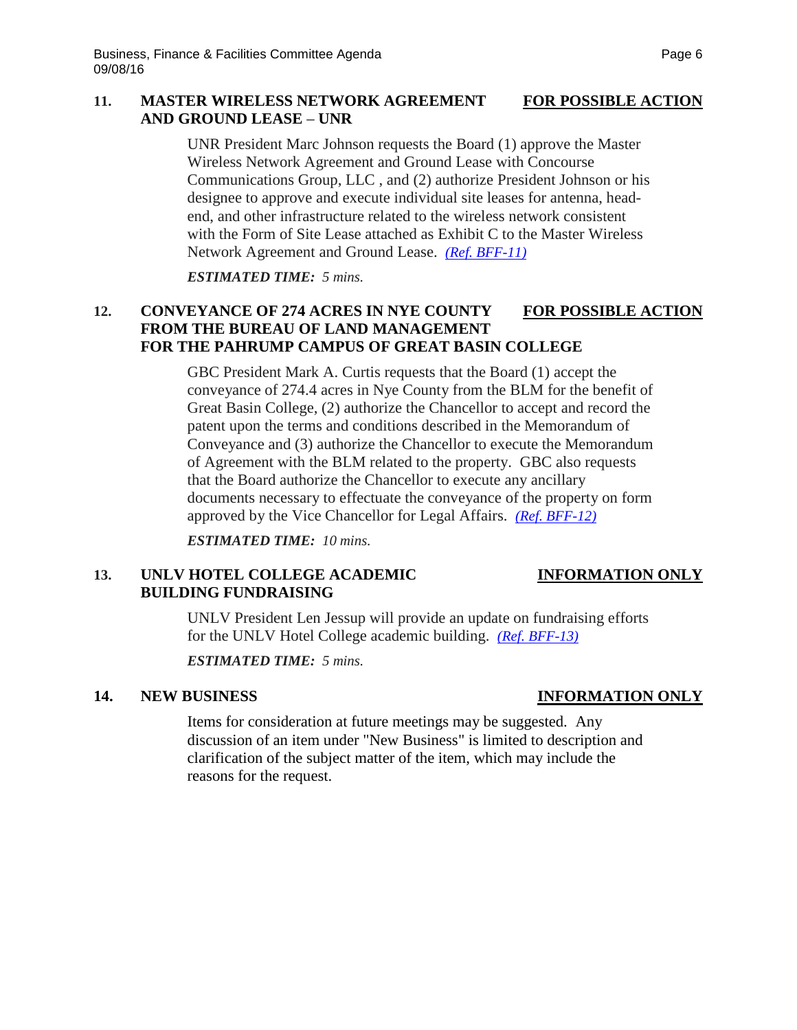**11. MASTER WIRELESS NETWORK AGREEMENT AND GROUND LEASE – UNR** — **FOR POSSIBLE ACTION**

UNR President Marc Johnson requests the Board (1) approve the Master Wireless Network Agreement and Ground Lease with Concourse Communications Group, LLC , and (2) authorize President Johnson or his designee to approve and execute individual site leases for antenna, head-end, and other infrastructure related to the wireless network consistent with the Form of Site Lease attached as Exhibit C to the Master Wireless Network Agreement and Ground Lease. *(Ref. BFF-11)*

***ESTIMATED TIME:** 5 mins.*

**12. CONVEYANCE OF 274 ACRES IN NYE COUNTY FROM THE BUREAU OF LAND MANAGEMENT FOR THE PAHRUMP CAMPUS OF GREAT BASIN COLLEGE** — **FOR POSSIBLE ACTION**

GBC President Mark A. Curtis requests that the Board (1) accept the conveyance of 274.4 acres in Nye County from the BLM for the benefit of Great Basin College, (2) authorize the Chancellor to accept and record the patent upon the terms and conditions described in the Memorandum of Conveyance and (3) authorize the Chancellor to execute the Memorandum of Agreement with the BLM related to the property. GBC also requests that the Board authorize the Chancellor to execute any ancillary documents necessary to effectuate the conveyance of the property on form approved by the Vice Chancellor for Legal Affairs. *(Ref. BFF-12)*

***ESTIMATED TIME:** 10 mins.*

**13. UNLV HOTEL COLLEGE ACADEMIC BUILDING FUNDRAISING** — **INFORMATION ONLY**

UNLV President Len Jessup will provide an update on fundraising efforts for the UNLV Hotel College academic building. *(Ref. BFF-13)*

***ESTIMATED TIME:** 5 mins.*

**14. NEW BUSINESS** — **INFORMATION ONLY**

Items for consideration at future meetings may be suggested. Any discussion of an item under "New Business" is limited to description and clarification of the subject matter of the item, which may include the reasons for the request.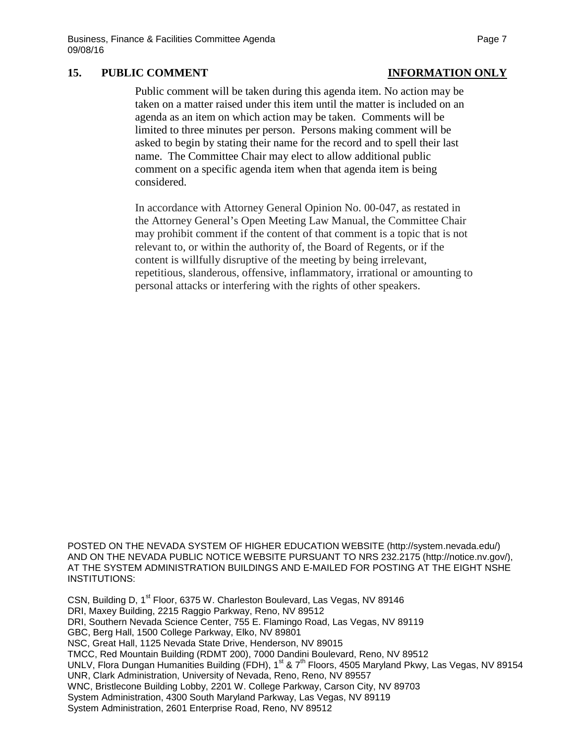## 15. PUBLIC COMMENT **INFORMATION ONLY**

Public comment will be taken during this agenda item. No action may be taken on a matter raised under this item until the matter is included on an agenda as an item on which action may be taken. Comments will be limited to three minutes per person. Persons making comment will be asked to begin by stating their name for the record and to spell their last name. The Committee Chair may elect to allow additional public comment on a specific agenda item when that agenda item is being considered.

In accordance with Attorney General Opinion No. 00-047, as restated in the Attorney General's Open Meeting Law Manual, the Committee Chair may prohibit comment if the content of that comment is a topic that is not relevant to, or within the authority of, the Board of Regents, or if the content is willfully disruptive of the meeting by being irrelevant, repetitious, slanderous, offensive, inflammatory, irrational or amounting to personal attacks or interfering with the rights of other speakers.

POSTED ON THE NEVADA SYSTEM OF HIGHER EDUCATION WEBSITE (http://system.nevada.edu/) AND ON THE NEVADA PUBLIC NOTICE WEBSITE PURSUANT TO NRS 232.2175 (http://notice.nv.gov/), AT THE SYSTEM ADMINISTRATION BUILDINGS AND E-MAILED FOR POSTING AT THE EIGHT NSHE INSTITUTIONS:

CSN, Building D, 1st Floor, 6375 W. Charleston Boulevard, Las Vegas, NV 89146
DRI, Maxey Building, 2215 Raggio Parkway, Reno, NV 89512
DRI, Southern Nevada Science Center, 755 E. Flamingo Road, Las Vegas, NV 89119
GBC, Berg Hall, 1500 College Parkway, Elko, NV 89801
NSC, Great Hall, 1125 Nevada State Drive, Henderson, NV 89015
TMCC, Red Mountain Building (RDMT 200), 7000 Dandini Boulevard, Reno, NV 89512
UNLV, Flora Dungan Humanities Building (FDH), 1st & 7th Floors, 4505 Maryland Pkwy, Las Vegas, NV 89154
UNR, Clark Administration, University of Nevada, Reno, Reno, NV 89557
WNC, Bristlecone Building Lobby, 2201 W. College Parkway, Carson City, NV 89703
System Administration, 4300 South Maryland Parkway, Las Vegas, NV 89119
System Administration, 2601 Enterprise Road, Reno, NV 89512